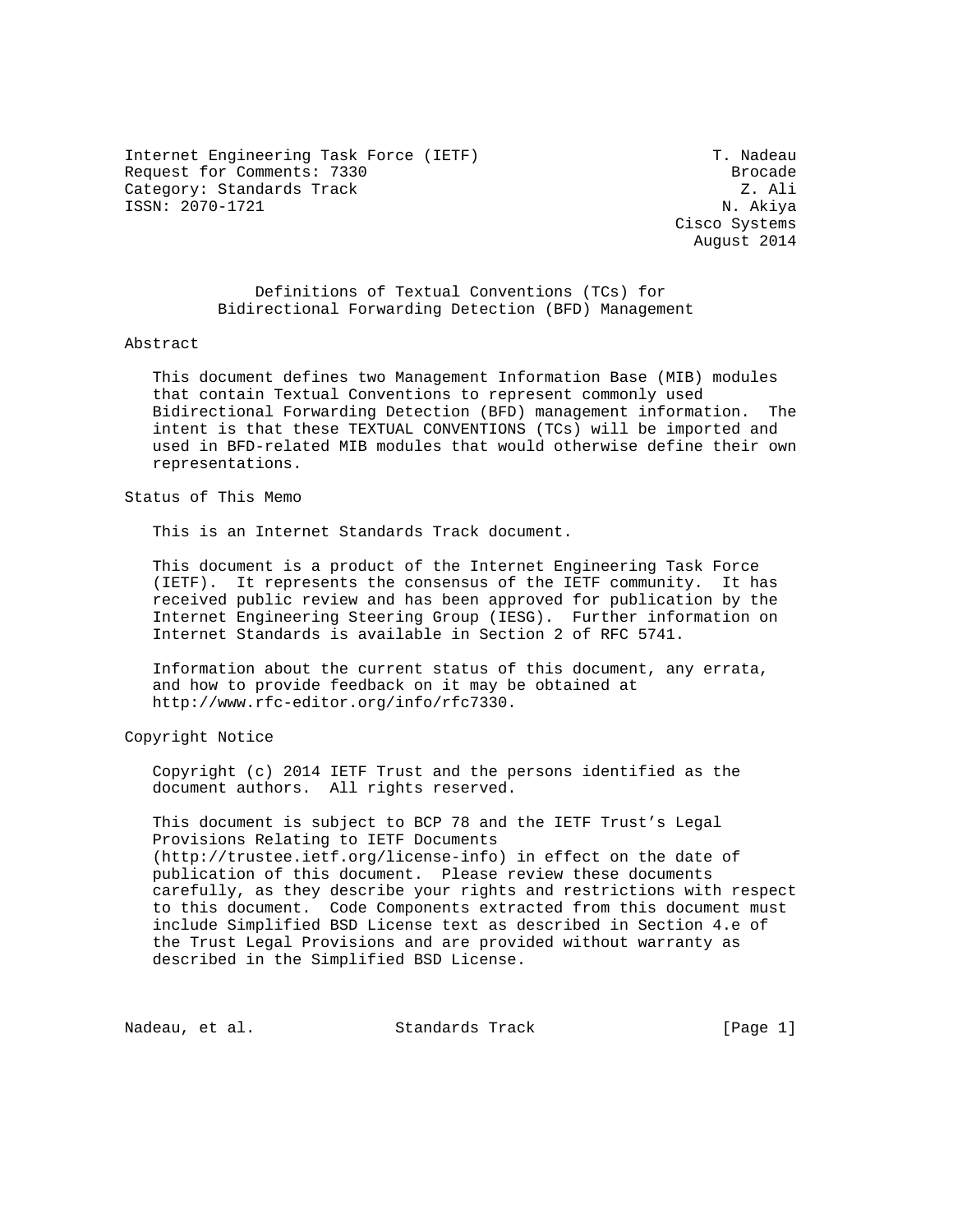Internet Engineering Task Force (IETF) T. Nadeau
Request for Comments: 7330 Brocade
Category: Standards Track Z. Ali
ISSN: 2070-1721 N. Akiya
Cisco Systems
August 2014

# Definitions of Textual Conventions (TCs) for Bidirectional Forwarding Detection (BFD) Management

## Abstract

This document defines two Management Information Base (MIB) modules that contain Textual Conventions to represent commonly used Bidirectional Forwarding Detection (BFD) management information. The intent is that these TEXTUAL CONVENTIONS (TCs) will be imported and used in BFD-related MIB modules that would otherwise define their own representations.

## Status of This Memo

This is an Internet Standards Track document.

This document is a product of the Internet Engineering Task Force (IETF). It represents the consensus of the IETF community. It has received public review and has been approved for publication by the Internet Engineering Steering Group (IESG). Further information on Internet Standards is available in Section 2 of RFC 5741.

Information about the current status of this document, any errata, and how to provide feedback on it may be obtained at http://www.rfc-editor.org/info/rfc7330.

## Copyright Notice

Copyright (c) 2014 IETF Trust and the persons identified as the document authors. All rights reserved.

This document is subject to BCP 78 and the IETF Trust's Legal Provisions Relating to IETF Documents (http://trustee.ietf.org/license-info) in effect on the date of publication of this document. Please review these documents carefully, as they describe your rights and restrictions with respect to this document. Code Components extracted from this document must include Simplified BSD License text as described in Section 4.e of the Trust Legal Provisions and are provided without warranty as described in the Simplified BSD License.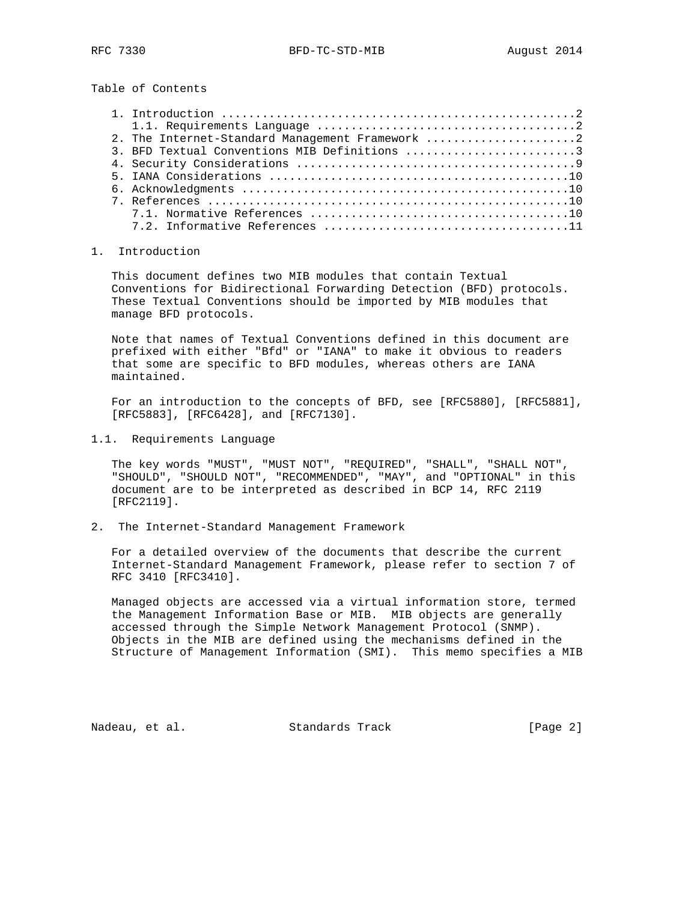Table of Contents

```
   1. Introduction ....................................................2
      1.1. Requirements Language ......................................2
   2. The Internet-Standard Management Framework ......................2
   3. BFD Textual Conventions MIB Definitions .........................3
   4. Security Considerations .........................................9
   5. IANA Considerations ............................................10
   6. Acknowledgments ................................................10
   7. References .....................................................10
      7.1. Normative References ......................................10
      7.2. Informative References ....................................11
```

# 1. Introduction

This document defines two MIB modules that contain Textual Conventions for Bidirectional Forwarding Detection (BFD) protocols. These Textual Conventions should be imported by MIB modules that manage BFD protocols.

Note that names of Textual Conventions defined in this document are prefixed with either "Bfd" or "IANA" to make it obvious to readers that some are specific to BFD modules, whereas others are IANA maintained.

For an introduction to the concepts of BFD, see [RFC5880], [RFC5881], [RFC5883], [RFC6428], and [RFC7130].

## 1.1. Requirements Language

The key words "MUST", "MUST NOT", "REQUIRED", "SHALL", "SHALL NOT", "SHOULD", "SHOULD NOT", "RECOMMENDED", "MAY", and "OPTIONAL" in this document are to be interpreted as described in BCP 14, RFC 2119 [RFC2119].

# 2. The Internet-Standard Management Framework

For a detailed overview of the documents that describe the current Internet-Standard Management Framework, please refer to section 7 of RFC 3410 [RFC3410].

Managed objects are accessed via a virtual information store, termed the Management Information Base or MIB. MIB objects are generally accessed through the Simple Network Management Protocol (SNMP). Objects in the MIB are defined using the mechanisms defined in the Structure of Management Information (SMI). This memo specifies a MIB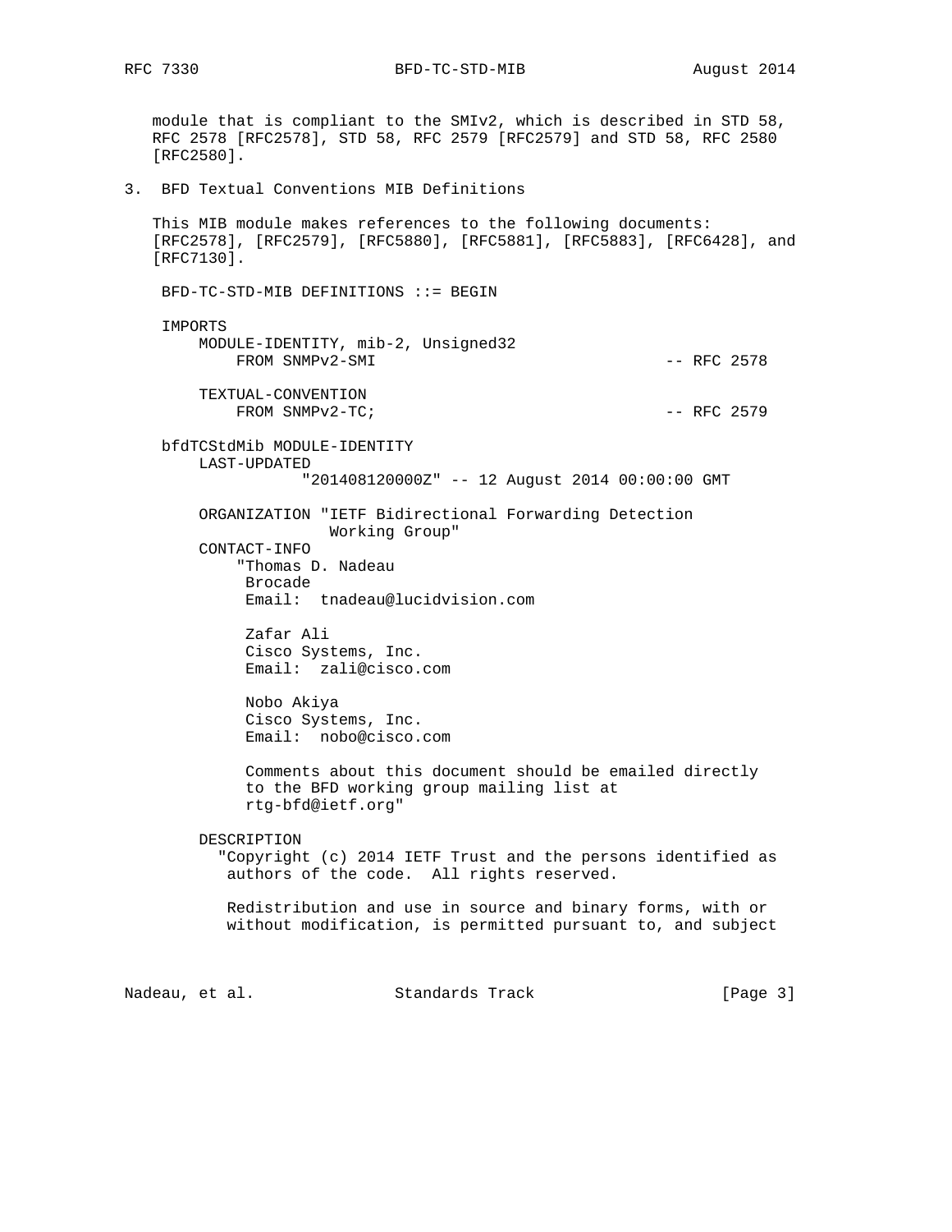module that is compliant to the SMIv2, which is described in STD 58, RFC 2578 [RFC2578], STD 58, RFC 2579 [RFC2579] and STD 58, RFC 2580 [RFC2580].

## 3. BFD Textual Conventions MIB Definitions

This MIB module makes references to the following documents: [RFC2578], [RFC2579], [RFC5880], [RFC5881], [RFC5883], [RFC6428], and [RFC7130].

```
 BFD-TC-STD-MIB DEFINITIONS ::= BEGIN

 IMPORTS
     MODULE-IDENTITY, mib-2, Unsigned32
         FROM SNMPv2-SMI                                  -- RFC 2578

     TEXTUAL-CONVENTION
         FROM SNMPv2-TC;                                  -- RFC 2579

 bfdTCStdMib MODULE-IDENTITY
     LAST-UPDATED
                 "201408120000Z" -- 12 August 2014 00:00:00 GMT

     ORGANIZATION "IETF Bidirectional Forwarding Detection
                   Working Group"
     CONTACT-INFO
         "Thomas D. Nadeau
          Brocade
          Email:  tnadeau@lucidvision.com

          Zafar Ali
          Cisco Systems, Inc.
          Email:  zali@cisco.com

          Nobo Akiya
          Cisco Systems, Inc.
          Email:  nobo@cisco.com

          Comments about this document should be emailed directly
          to the BFD working group mailing list at
          rtg-bfd@ietf.org"

     DESCRIPTION
       "Copyright (c) 2014 IETF Trust and the persons identified as
        authors of the code.  All rights reserved.

        Redistribution and use in source and binary forms, with or
        without modification, is permitted pursuant to, and subject
```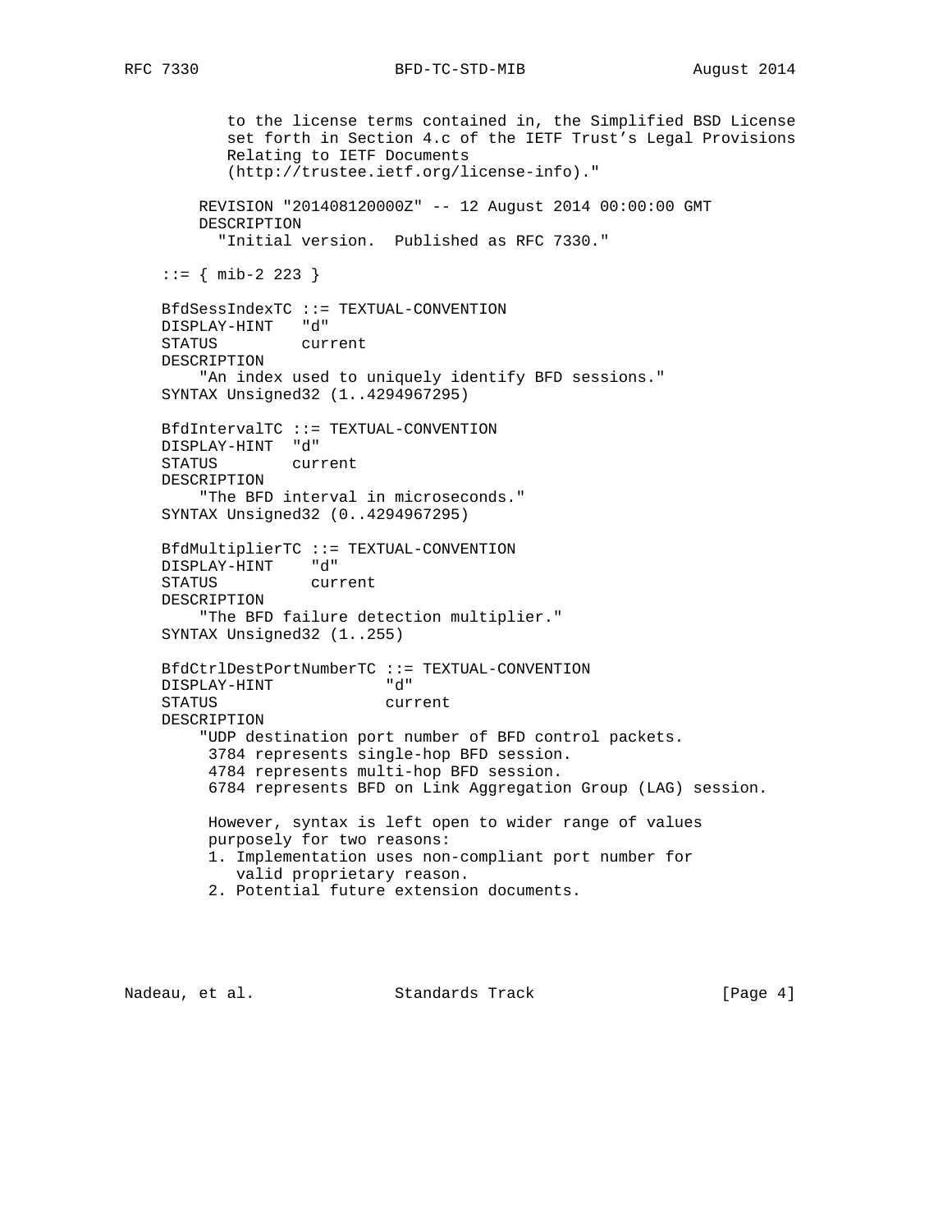```
          to the license terms contained in, the Simplified BSD License
          set forth in Section 4.c of the IETF Trust's Legal Provisions
          Relating to IETF Documents
          (http://trustee.ietf.org/license-info)."

       REVISION "201408120000Z" -- 12 August 2014 00:00:00 GMT
       DESCRIPTION
         "Initial version.  Published as RFC 7330."

    ::= { mib-2 223 }

    BfdSessIndexTC ::= TEXTUAL-CONVENTION
    DISPLAY-HINT   "d"
    STATUS         current
    DESCRIPTION
        "An index used to uniquely identify BFD sessions."
    SYNTAX Unsigned32 (1..4294967295)

    BfdIntervalTC ::= TEXTUAL-CONVENTION
    DISPLAY-HINT  "d"
    STATUS        current
    DESCRIPTION
        "The BFD interval in microseconds."
    SYNTAX Unsigned32 (0..4294967295)

    BfdMultiplierTC ::= TEXTUAL-CONVENTION
    DISPLAY-HINT    "d"
    STATUS          current
    DESCRIPTION
        "The BFD failure detection multiplier."
    SYNTAX Unsigned32 (1..255)

    BfdCtrlDestPortNumberTC ::= TEXTUAL-CONVENTION
    DISPLAY-HINT            "d"
    STATUS                  current
    DESCRIPTION
        "UDP destination port number of BFD control packets.
         3784 represents single-hop BFD session.
         4784 represents multi-hop BFD session.
         6784 represents BFD on Link Aggregation Group (LAG) session.

         However, syntax is left open to wider range of values
         purposely for two reasons:
         1. Implementation uses non-compliant port number for
            valid proprietary reason.
         2. Potential future extension documents.
```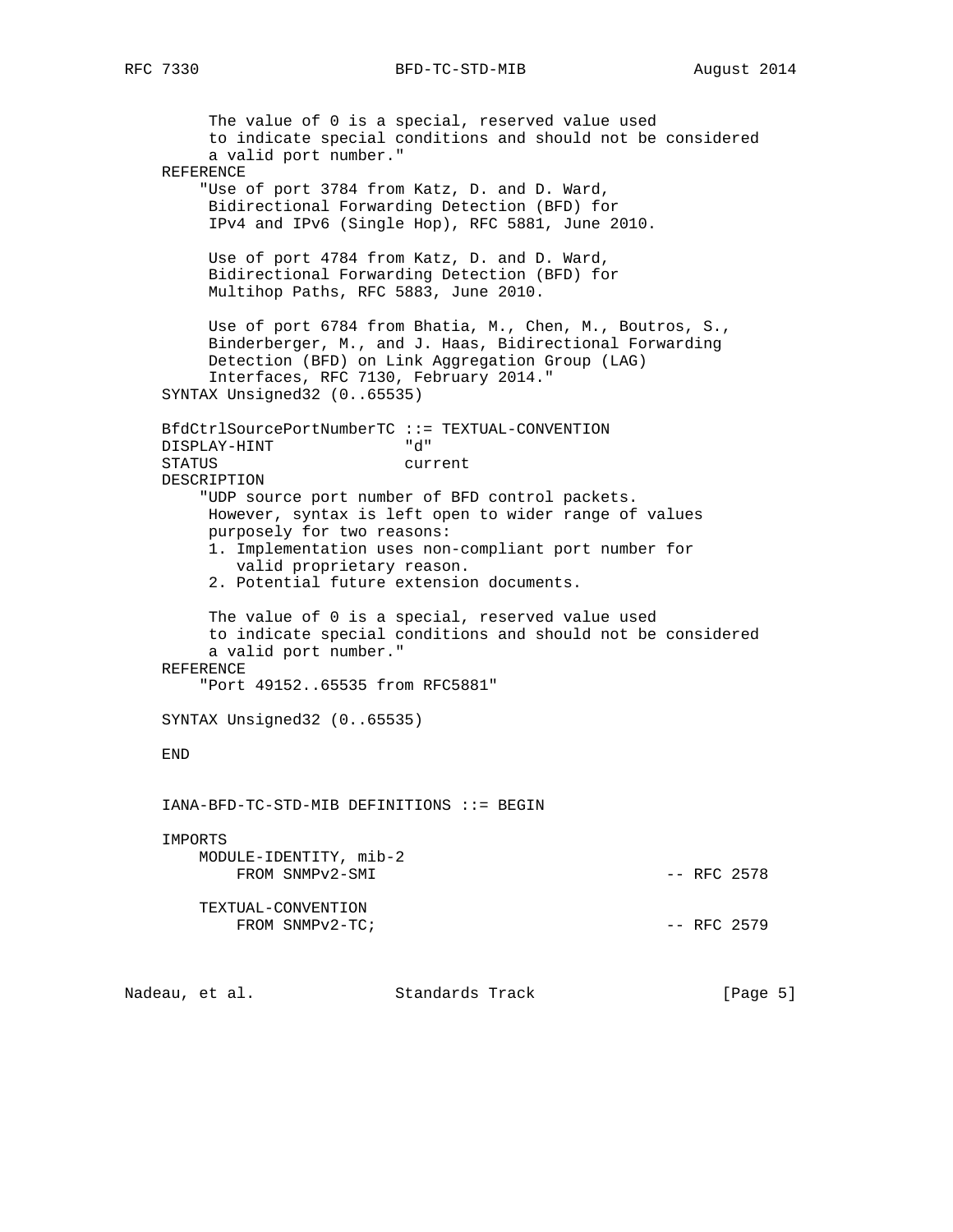```
        The value of 0 is a special, reserved value used
        to indicate special conditions and should not be considered
        a valid port number."
    REFERENCE
       "Use of port 3784 from Katz, D. and D. Ward,
        Bidirectional Forwarding Detection (BFD) for
        IPv4 and IPv6 (Single Hop), RFC 5881, June 2010.

        Use of port 4784 from Katz, D. and D. Ward,
        Bidirectional Forwarding Detection (BFD) for
        Multihop Paths, RFC 5883, June 2010.

        Use of port 6784 from Bhatia, M., Chen, M., Boutros, S.,
        Binderberger, M., and J. Haas, Bidirectional Forwarding
        Detection (BFD) on Link Aggregation Group (LAG)
        Interfaces, RFC 7130, February 2014."
    SYNTAX Unsigned32 (0..65535)

    BfdCtrlSourcePortNumberTC ::= TEXTUAL-CONVENTION
    DISPLAY-HINT              "d"
    STATUS                    current
    DESCRIPTION
       "UDP source port number of BFD control packets.
        However, syntax is left open to wider range of values
        purposely for two reasons:
        1. Implementation uses non-compliant port number for
           valid proprietary reason.
        2. Potential future extension documents.

        The value of 0 is a special, reserved value used
        to indicate special conditions and should not be considered
        a valid port number."
    REFERENCE
       "Port 49152..65535 from RFC5881"

    SYNTAX Unsigned32 (0..65535)

    END


    IANA-BFD-TC-STD-MIB DEFINITIONS ::= BEGIN

    IMPORTS
        MODULE-IDENTITY, mib-2
            FROM SNMPv2-SMI                              -- RFC 2578

        TEXTUAL-CONVENTION
            FROM SNMPv2-TC;                              -- RFC 2579
```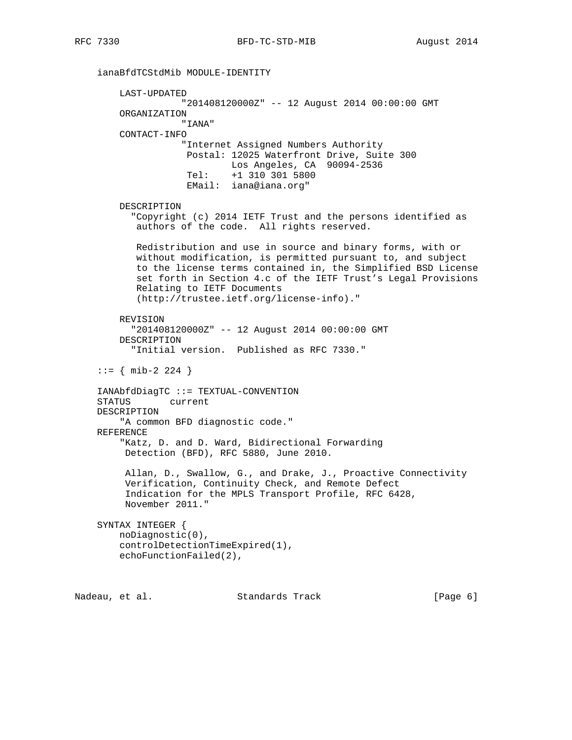```
    ianaBfdTCStdMib MODULE-IDENTITY

        LAST-UPDATED
                   "201408120000Z" -- 12 August 2014 00:00:00 GMT
        ORGANIZATION
                   "IANA"
        CONTACT-INFO
                   "Internet Assigned Numbers Authority
                    Postal: 12025 Waterfront Drive, Suite 300
                            Los Angeles, CA  90094-2536
                    Tel:    +1 310 301 5800
                    EMail:  iana@iana.org"

        DESCRIPTION
          "Copyright (c) 2014 IETF Trust and the persons identified as
           authors of the code.  All rights reserved.

           Redistribution and use in source and binary forms, with or
           without modification, is permitted pursuant to, and subject
           to the license terms contained in, the Simplified BSD License
           set forth in Section 4.c of the IETF Trust's Legal Provisions
           Relating to IETF Documents
           (http://trustee.ietf.org/license-info)."

        REVISION
          "201408120000Z" -- 12 August 2014 00:00:00 GMT
        DESCRIPTION
          "Initial version.  Published as RFC 7330."

    ::= { mib-2 224 }

    IANAbfdDiagTC ::= TEXTUAL-CONVENTION
    STATUS       current
    DESCRIPTION
        "A common BFD diagnostic code."
    REFERENCE
        "Katz, D. and D. Ward, Bidirectional Forwarding
         Detection (BFD), RFC 5880, June 2010.

         Allan, D., Swallow, G., and Drake, J., Proactive Connectivity
         Verification, Continuity Check, and Remote Defect
         Indication for the MPLS Transport Profile, RFC 6428,
         November 2011."

    SYNTAX INTEGER {
        noDiagnostic(0),
        controlDetectionTimeExpired(1),
        echoFunctionFailed(2),
```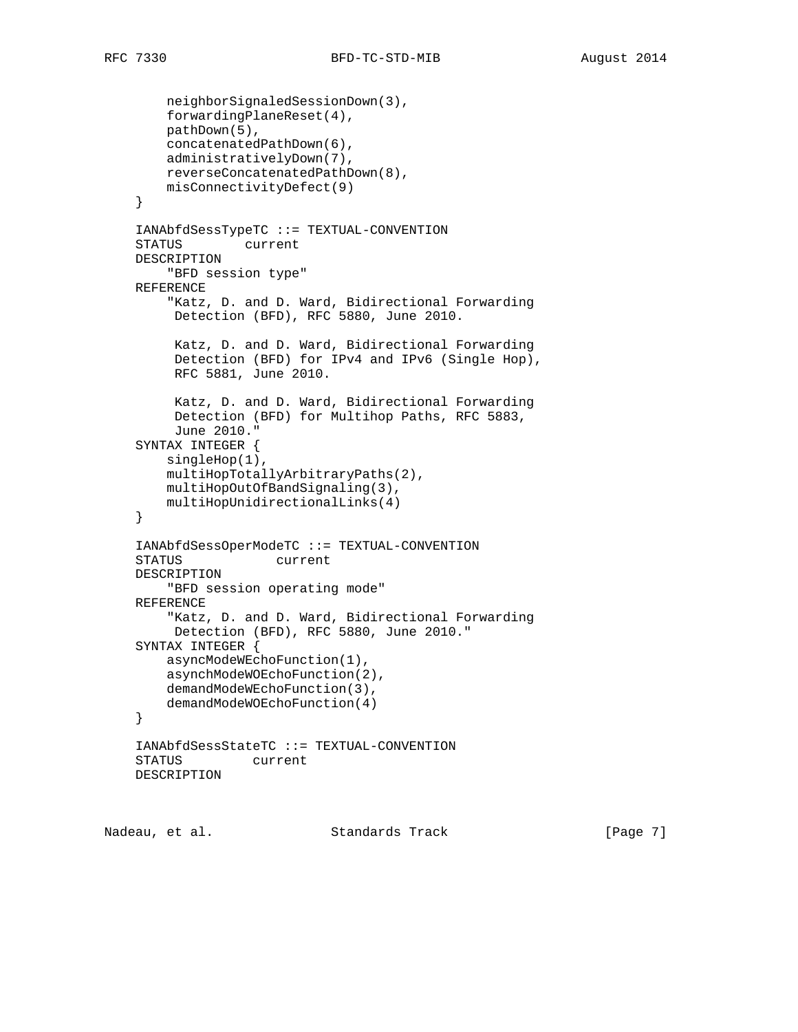```
        neighborSignaledSessionDown(3),
        forwardingPlaneReset(4),
        pathDown(5),
        concatenatedPathDown(6),
        administrativelyDown(7),
        reverseConcatenatedPathDown(8),
        misConnectivityDefect(9)
    }

    IANAbfdSessTypeTC ::= TEXTUAL-CONVENTION
    STATUS        current
    DESCRIPTION
        "BFD session type"
    REFERENCE
        "Katz, D. and D. Ward, Bidirectional Forwarding
         Detection (BFD), RFC 5880, June 2010.

         Katz, D. and D. Ward, Bidirectional Forwarding
         Detection (BFD) for IPv4 and IPv6 (Single Hop),
         RFC 5881, June 2010.

         Katz, D. and D. Ward, Bidirectional Forwarding
         Detection (BFD) for Multihop Paths, RFC 5883,
         June 2010."
    SYNTAX INTEGER {
        singleHop(1),
        multiHopTotallyArbitraryPaths(2),
        multiHopOutOfBandSignaling(3),
        multiHopUnidirectionalLinks(4)
    }

    IANAbfdSessOperModeTC ::= TEXTUAL-CONVENTION
    STATUS            current
    DESCRIPTION
        "BFD session operating mode"
    REFERENCE
        "Katz, D. and D. Ward, Bidirectional Forwarding
         Detection (BFD), RFC 5880, June 2010."
    SYNTAX INTEGER {
        asyncModeWEchoFunction(1),
        asynchModeWOEchoFunction(2),
        demandModeWEchoFunction(3),
        demandModeWOEchoFunction(4)
    }

    IANAbfdSessStateTC ::= TEXTUAL-CONVENTION
    STATUS         current
    DESCRIPTION
```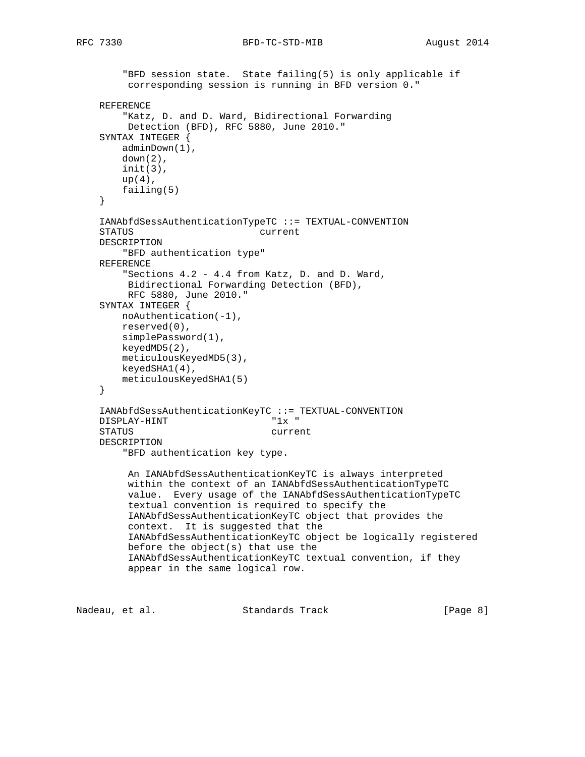```
        "BFD session state.  State failing(5) is only applicable if
         corresponding session is running in BFD version 0."

    REFERENCE
        "Katz, D. and D. Ward, Bidirectional Forwarding
         Detection (BFD), RFC 5880, June 2010."
    SYNTAX INTEGER {
        adminDown(1),
        down(2),
        init(3),
        up(4),
        failing(5)
    }

    IANAbfdSessAuthenticationTypeTC ::= TEXTUAL-CONVENTION
    STATUS                      current
    DESCRIPTION
        "BFD authentication type"
    REFERENCE
        "Sections 4.2 - 4.4 from Katz, D. and D. Ward,
         Bidirectional Forwarding Detection (BFD),
         RFC 5880, June 2010."
    SYNTAX INTEGER {
        noAuthentication(-1),
        reserved(0),
        simplePassword(1),
        keyedMD5(2),
        meticulousKeyedMD5(3),
        keyedSHA1(4),
        meticulousKeyedSHA1(5)
    }

    IANAbfdSessAuthenticationKeyTC ::= TEXTUAL-CONVENTION
    DISPLAY-HINT                  "1x "
    STATUS                        current
    DESCRIPTION
        "BFD authentication key type.

         An IANAbfdSessAuthenticationKeyTC is always interpreted
         within the context of an IANAbfdSessAuthenticationTypeTC
         value.  Every usage of the IANAbfdSessAuthenticationTypeTC
         textual convention is required to specify the
         IANAbfdSessAuthenticationKeyTC object that provides the
         context.  It is suggested that the
         IANAbfdSessAuthenticationKeyTC object be logically registered
         before the object(s) that use the
         IANAbfdSessAuthenticationKeyTC textual convention, if they
         appear in the same logical row.
```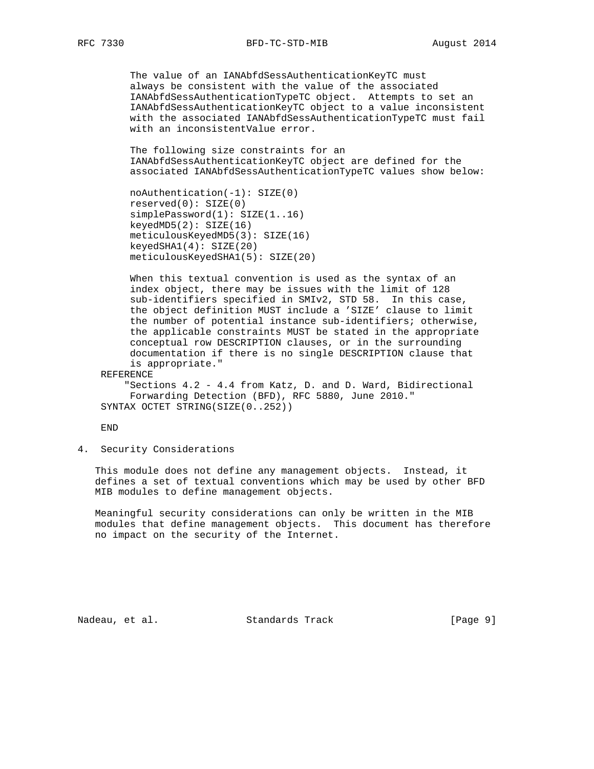```
        The value of an IANAbfdSessAuthenticationKeyTC must
        always be consistent with the value of the associated
        IANAbfdSessAuthenticationTypeTC object.  Attempts to set an
        IANAbfdSessAuthenticationKeyTC object to a value inconsistent
        with the associated IANAbfdSessAuthenticationTypeTC must fail
        with an inconsistentValue error.

        The following size constraints for an
        IANAbfdSessAuthenticationKeyTC object are defined for the
        associated IANAbfdSessAuthenticationTypeTC values show below:

        noAuthentication(-1): SIZE(0)
        reserved(0): SIZE(0)
        simplePassword(1): SIZE(1..16)
        keyedMD5(2): SIZE(16)
        meticulousKeyedMD5(3): SIZE(16)
        keyedSHA1(4): SIZE(20)
        meticulousKeyedSHA1(5): SIZE(20)

        When this textual convention is used as the syntax of an
        index object, there may be issues with the limit of 128
        sub-identifiers specified in SMIv2, STD 58.  In this case,
        the object definition MUST include a 'SIZE' clause to limit
        the number of potential instance sub-identifiers; otherwise,
        the applicable constraints MUST be stated in the appropriate
        conceptual row DESCRIPTION clauses, or in the surrounding
        documentation if there is no single DESCRIPTION clause that
        is appropriate."
    REFERENCE
       "Sections 4.2 - 4.4 from Katz, D. and D. Ward, Bidirectional
        Forwarding Detection (BFD), RFC 5880, June 2010."
    SYNTAX OCTET STRING(SIZE(0..252))

    END
```

## 4. Security Considerations

This module does not define any management objects. Instead, it defines a set of textual conventions which may be used by other BFD MIB modules to define management objects.

Meaningful security considerations can only be written in the MIB modules that define management objects. This document has therefore no impact on the security of the Internet.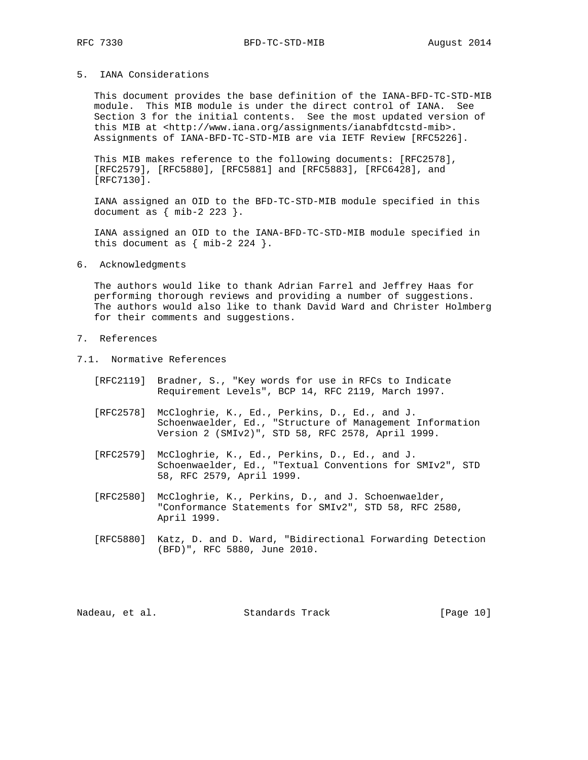## 5. IANA Considerations

This document provides the base definition of the IANA-BFD-TC-STD-MIB module. This MIB module is under the direct control of IANA. See Section 3 for the initial contents. See the most updated version of this MIB at <http://www.iana.org/assignments/ianabfdtcstd-mib>. Assignments of IANA-BFD-TC-STD-MIB are via IETF Review [RFC5226].

This MIB makes reference to the following documents: [RFC2578], [RFC2579], [RFC5880], [RFC5881] and [RFC5883], [RFC6428], and [RFC7130].

IANA assigned an OID to the BFD-TC-STD-MIB module specified in this document as { mib-2 223 }.

IANA assigned an OID to the IANA-BFD-TC-STD-MIB module specified in this document as { mib-2 224 }.

## 6. Acknowledgments

The authors would like to thank Adrian Farrel and Jeffrey Haas for performing thorough reviews and providing a number of suggestions. The authors would also like to thank David Ward and Christer Holmberg for their comments and suggestions.

## 7. References

### 7.1. Normative References

[RFC2119] Bradner, S., "Key words for use in RFCs to Indicate Requirement Levels", BCP 14, RFC 2119, March 1997.

[RFC2578] McCloghrie, K., Ed., Perkins, D., Ed., and J. Schoenwaelder, Ed., "Structure of Management Information Version 2 (SMIv2)", STD 58, RFC 2578, April 1999.

[RFC2579] McCloghrie, K., Ed., Perkins, D., Ed., and J. Schoenwaelder, Ed., "Textual Conventions for SMIv2", STD 58, RFC 2579, April 1999.

[RFC2580] McCloghrie, K., Perkins, D., and J. Schoenwaelder, "Conformance Statements for SMIv2", STD 58, RFC 2580, April 1999.

[RFC5880] Katz, D. and D. Ward, "Bidirectional Forwarding Detection (BFD)", RFC 5880, June 2010.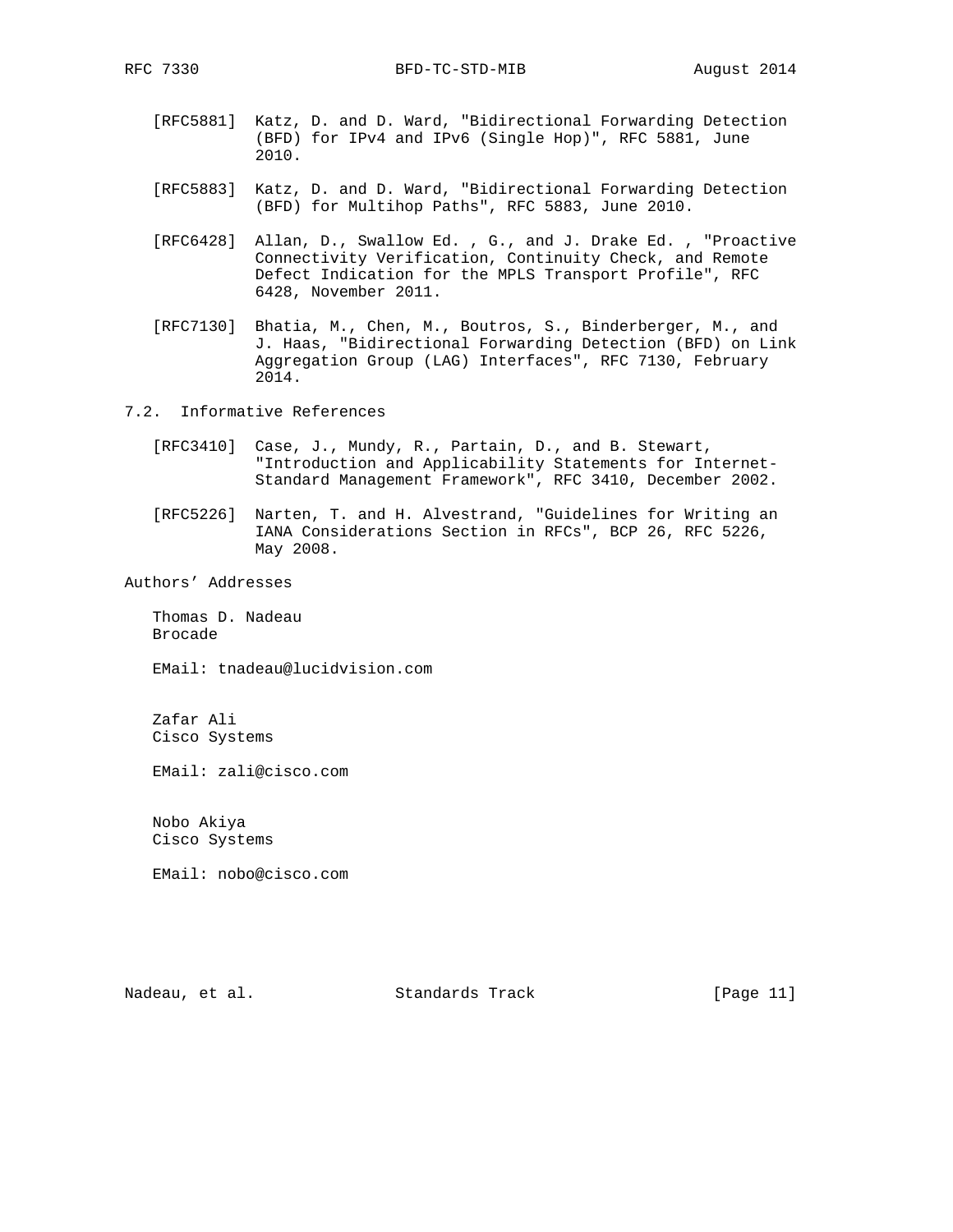[RFC5881] Katz, D. and D. Ward, "Bidirectional Forwarding Detection (BFD) for IPv4 and IPv6 (Single Hop)", RFC 5881, June 2010.

[RFC5883] Katz, D. and D. Ward, "Bidirectional Forwarding Detection (BFD) for Multihop Paths", RFC 5883, June 2010.

[RFC6428] Allan, D., Swallow Ed. , G., and J. Drake Ed. , "Proactive Connectivity Verification, Continuity Check, and Remote Defect Indication for the MPLS Transport Profile", RFC 6428, November 2011.

[RFC7130] Bhatia, M., Chen, M., Boutros, S., Binderberger, M., and J. Haas, "Bidirectional Forwarding Detection (BFD) on Link Aggregation Group (LAG) Interfaces", RFC 7130, February 2014.

### 7.2. Informative References

[RFC3410] Case, J., Mundy, R., Partain, D., and B. Stewart, "Introduction and Applicability Statements for Internet-Standard Management Framework", RFC 3410, December 2002.

[RFC5226] Narten, T. and H. Alvestrand, "Guidelines for Writing an IANA Considerations Section in RFCs", BCP 26, RFC 5226, May 2008.

## Authors' Addresses

Thomas D. Nadeau
Brocade

EMail: tnadeau@lucidvision.com

Zafar Ali
Cisco Systems

EMail: zali@cisco.com

Nobo Akiya
Cisco Systems

EMail: nobo@cisco.com